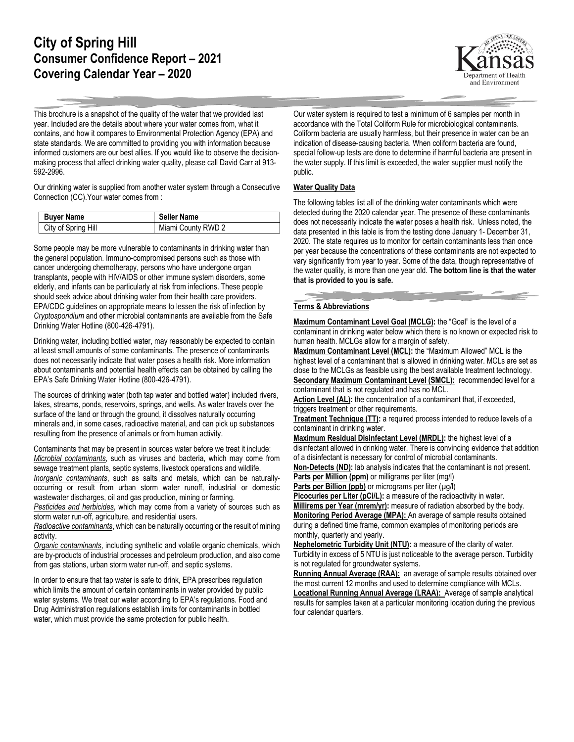# City of Spring Hill
# Consumer Confidence Report – 2021
# Covering Calendar Year – 2020

This brochure is a snapshot of the quality of the water that we provided last year. Included are the details about where your water comes from, what it contains, and how it compares to Environmental Protection Agency (EPA) and state standards. We are committed to providing you with information because informed customers are our best allies. If you would like to observe the decision-making process that affect drinking water quality, please call David Carr at 913-592-2996.

Our drinking water is supplied from another water system through a Consecutive Connection (CC).Your water comes from :

| Buyer Name | Seller Name |
|---|---|
| City of Spring Hill | Miami County RWD 2 |

Some people may be more vulnerable to contaminants in drinking water than the general population. Immuno-compromised persons such as those with cancer undergoing chemotherapy, persons who have undergone organ transplants, people with HIV/AIDS or other immune system disorders, some elderly, and infants can be particularly at risk from infections. These people should seek advice about drinking water from their health care providers. EPA/CDC guidelines on appropriate means to lessen the risk of infection by *Cryptosporidium* and other microbial contaminants are available from the Safe Drinking Water Hotline (800-426-4791).

Drinking water, including bottled water, may reasonably be expected to contain at least small amounts of some contaminants. The presence of contaminants does not necessarily indicate that water poses a health risk. More information about contaminants and potential health effects can be obtained by calling the EPA's Safe Drinking Water Hotline (800-426-4791).

The sources of drinking water (both tap water and bottled water) included rivers, lakes, streams, ponds, reservoirs, springs, and wells. As water travels over the surface of the land or through the ground, it dissolves naturally occurring minerals and, in some cases, radioactive material, and can pick up substances resulting from the presence of animals or from human activity.

Contaminants that may be present in sources water before we treat it include:
*Microbial contaminants*, such as viruses and bacteria, which may come from sewage treatment plants, septic systems, livestock operations and wildlife.
*Inorganic contaminants*, such as salts and metals, which can be naturally-occurring or result from urban storm water runoff, industrial or domestic wastewater discharges, oil and gas production, mining or farming.
*Pesticides and herbicides*, which may come from a variety of sources such as storm water run-off, agriculture, and residential users.
*Radioactive contaminants*, which can be naturally occurring or the result of mining activity.
*Organic contaminants*, including synthetic and volatile organic chemicals, which are by-products of industrial processes and petroleum production, and also come from gas stations, urban storm water run-off, and septic systems.

In order to ensure that tap water is safe to drink, EPA prescribes regulation which limits the amount of certain contaminants in water provided by public water systems. We treat our water according to EPA's regulations. Food and Drug Administration regulations establish limits for contaminants in bottled water, which must provide the same protection for public health.

Our water system is required to test a minimum of 6 samples per month in accordance with the Total Coliform Rule for microbiological contaminants. Coliform bacteria are usually harmless, but their presence in water can be an indication of disease-causing bacteria. When coliform bacteria are found, special follow-up tests are done to determine if harmful bacteria are present in the water supply. If this limit is exceeded, the water supplier must notify the public.

## Water Quality Data

The following tables list all of the drinking water contaminants which were detected during the 2020 calendar year. The presence of these contaminants does not necessarily indicate the water poses a health risk. Unless noted, the data presented in this table is from the testing done January 1- December 31, 2020. The state requires us to monitor for certain contaminants less than once per year because the concentrations of these contaminants are not expected to vary significantly from year to year. Some of the data, though representative of the water quality, is more than one year old. **The bottom line is that the water that is provided to you is safe.**

## Terms & Abbreviations

**Maximum Contaminant Level Goal (MCLG):** the "Goal" is the level of a contaminant in drinking water below which there is no known or expected risk to human health. MCLGs allow for a margin of safety.
**Maximum Contaminant Level (MCL):** the "Maximum Allowed" MCL is the highest level of a contaminant that is allowed in drinking water. MCLs are set as close to the MCLGs as feasible using the best available treatment technology.
**Secondary Maximum Contaminant Level (SMCL):** recommended level for a contaminant that is not regulated and has no MCL.
**Action Level (AL):** the concentration of a contaminant that, if exceeded, triggers treatment or other requirements.
**Treatment Technique (TT):** a required process intended to reduce levels of a contaminant in drinking water.
**Maximum Residual Disinfectant Level (MRDL):** the highest level of a disinfectant allowed in drinking water. There is convincing evidence that addition of a disinfectant is necessary for control of microbial contaminants.
**Non-Detects (ND):** lab analysis indicates that the contaminant is not present.
**Parts per Million (ppm)** or milligrams per liter (mg/l)
**Parts per Billion (ppb)** or micrograms per liter (µg/l)
**Picocuries per Liter (pCi/L):** a measure of the radioactivity in water.
**Millirems per Year (mrem/yr):** measure of radiation absorbed by the body.
**Monitoring Period Average (MPA):** An average of sample results obtained during a defined time frame, common examples of monitoring periods are monthly, quarterly and yearly.
**Nephelometric Turbidity Unit (NTU):** a measure of the clarity of water. Turbidity in excess of 5 NTU is just noticeable to the average person. Turbidity is not regulated for groundwater systems.
**Running Annual Average (RAA):** an average of sample results obtained over the most current 12 months and used to determine compliance with MCLs.
**Locational Running Annual Average (LRAA):** Average of sample analytical results for samples taken at a particular monitoring location during the previous four calendar quarters.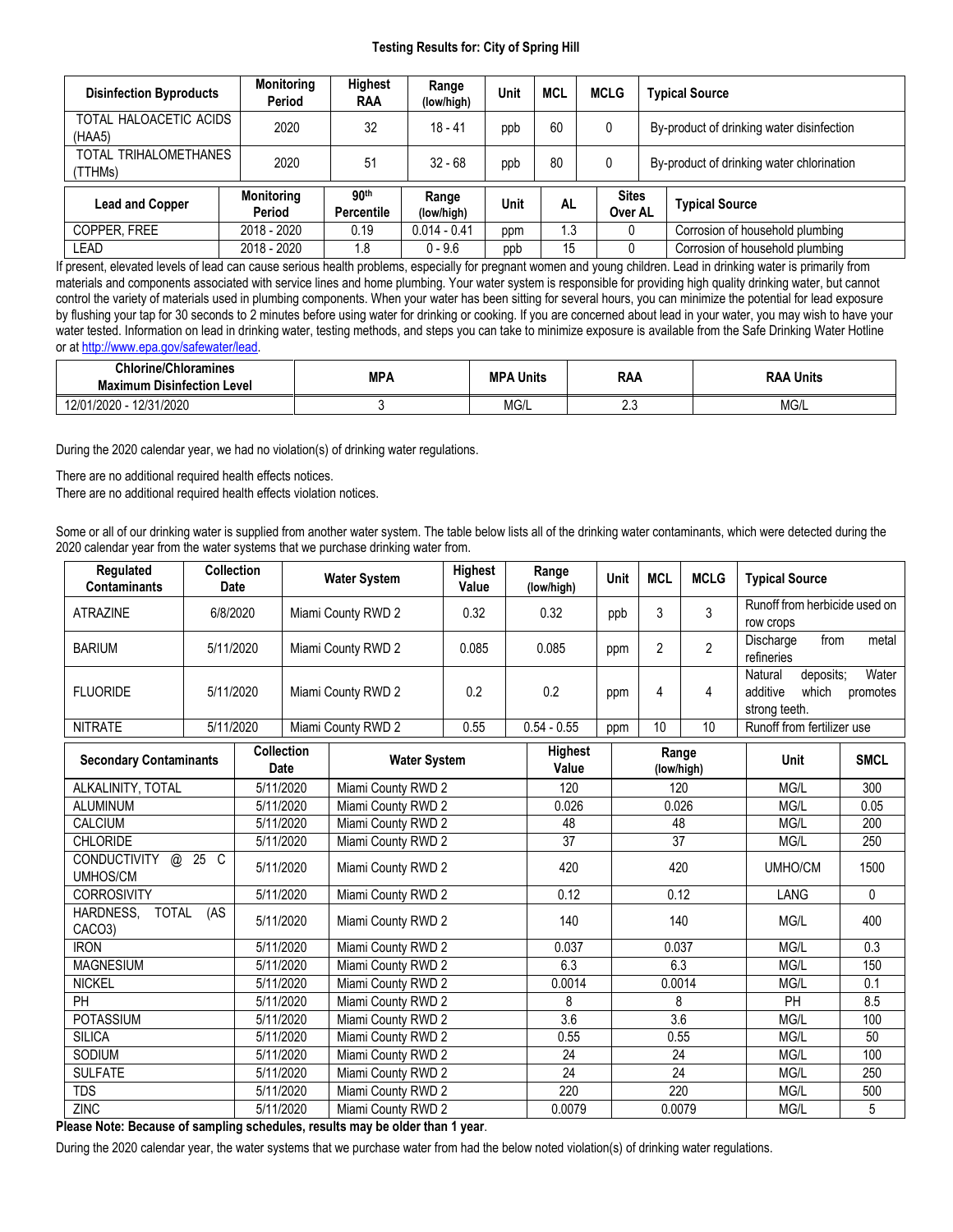**Testing Results for: City of Spring Hill**

| Disinfection Byproducts | Monitoring Period | Highest RAA | Range (low/high) | Unit | MCL | MCLG | Typical Source |
|---|---|---|---|---|---|---|---|
| TOTAL HALOACETIC ACIDS (HAA5) | 2020 | 32 | 18 - 41 | ppb | 60 | 0 | By-product of drinking water disinfection |
| TOTAL TRIHALOMETHANES (TTHMs) | 2020 | 51 | 32 - 68 | ppb | 80 | 0 | By-product of drinking water chlorination |

| Lead and Copper | Monitoring Period | 90th Percentile | Range (low/high) | Unit | AL | Sites Over AL | Typical Source |
|---|---|---|---|---|---|---|---|
| COPPER, FREE | 2018 - 2020 | 0.19 | 0.014 - 0.41 | ppm | 1.3 | 0 | Corrosion of household plumbing |
| LEAD | 2018 - 2020 | 1.8 | 0 - 9.6 | ppb | 15 | 0 | Corrosion of household plumbing |

If present, elevated levels of lead can cause serious health problems, especially for pregnant women and young children. Lead in drinking water is primarily from materials and components associated with service lines and home plumbing. Your water system is responsible for providing high quality drinking water, but cannot control the variety of materials used in plumbing components. When your water has been sitting for several hours, you can minimize the potential for lead exposure by flushing your tap for 30 seconds to 2 minutes before using water for drinking or cooking. If you are concerned about lead in your water, you may wish to have your water tested. Information on lead in drinking water, testing methods, and steps you can take to minimize exposure is available from the Safe Drinking Water Hotline or at http://www.epa.gov/safewater/lead.

| Chlorine/Chloramines Maximum Disinfection Level | MPA | MPA Units | RAA | RAA Units |
|---|---|---|---|---|
| 12/01/2020 - 12/31/2020 | 3 | MG/L | 2.3 | MG/L |

During the 2020 calendar year, we had no violation(s) of drinking water regulations.

There are no additional required health effects notices.
There are no additional required health effects violation notices.

Some or all of our drinking water is supplied from another water system. The table below lists all of the drinking water contaminants, which were detected during the 2020 calendar year from the water systems that we purchase drinking water from.

| Regulated Contaminants | Collection Date | Water System | Highest Value | Range (low/high) | Unit | MCL | MCLG | Typical Source |
|---|---|---|---|---|---|---|---|---|
| ATRAZINE | 6/8/2020 | Miami County RWD 2 | 0.32 | 0.32 | ppb | 3 | 3 | Runoff from herbicide used on row crops |
| BARIUM | 5/11/2020 | Miami County RWD 2 | 0.085 | 0.085 | ppm | 2 | 2 | Discharge from metal refineries |
| FLUORIDE | 5/11/2020 | Miami County RWD 2 | 0.2 | 0.2 | ppm | 4 | 4 | Natural deposits; Water additive which promotes strong teeth. |
| NITRATE | 5/11/2020 | Miami County RWD 2 | 0.55 | 0.54 - 0.55 | ppm | 10 | 10 | Runoff from fertilizer use |

| Secondary Contaminants | Collection Date | Water System | Highest Value | Range (low/high) | Unit | SMCL |
|---|---|---|---|---|---|---|
| ALKALINITY, TOTAL | 5/11/2020 | Miami County RWD 2 | 120 | 120 | MG/L | 300 |
| ALUMINUM | 5/11/2020 | Miami County RWD 2 | 0.026 | 0.026 | MG/L | 0.05 |
| CALCIUM | 5/11/2020 | Miami County RWD 2 | 48 | 48 | MG/L | 200 |
| CHLORIDE | 5/11/2020 | Miami County RWD 2 | 37 | 37 | MG/L | 250 |
| CONDUCTIVITY @ 25 C UMHOS/CM | 5/11/2020 | Miami County RWD 2 | 420 | 420 | UMHO/CM | 1500 |
| CORROSIVITY | 5/11/2020 | Miami County RWD 2 | 0.12 | 0.12 | LANG | 0 |
| HARDNESS, TOTAL (AS CACO3) | 5/11/2020 | Miami County RWD 2 | 140 | 140 | MG/L | 400 |
| IRON | 5/11/2020 | Miami County RWD 2 | 0.037 | 0.037 | MG/L | 0.3 |
| MAGNESIUM | 5/11/2020 | Miami County RWD 2 | 6.3 | 6.3 | MG/L | 150 |
| NICKEL | 5/11/2020 | Miami County RWD 2 | 0.0014 | 0.0014 | MG/L | 0.1 |
| PH | 5/11/2020 | Miami County RWD 2 | 8 | 8 | PH | 8.5 |
| POTASSIUM | 5/11/2020 | Miami County RWD 2 | 3.6 | 3.6 | MG/L | 100 |
| SILICA | 5/11/2020 | Miami County RWD 2 | 0.55 | 0.55 | MG/L | 50 |
| SODIUM | 5/11/2020 | Miami County RWD 2 | 24 | 24 | MG/L | 100 |
| SULFATE | 5/11/2020 | Miami County RWD 2 | 24 | 24 | MG/L | 250 |
| TDS | 5/11/2020 | Miami County RWD 2 | 220 | 220 | MG/L | 500 |
| ZINC | 5/11/2020 | Miami County RWD 2 | 0.0079 | 0.0079 | MG/L | 5 |

**Please Note: Because of sampling schedules, results may be older than 1 year**.

During the 2020 calendar year, the water systems that we purchase water from had the below noted violation(s) of drinking water regulations.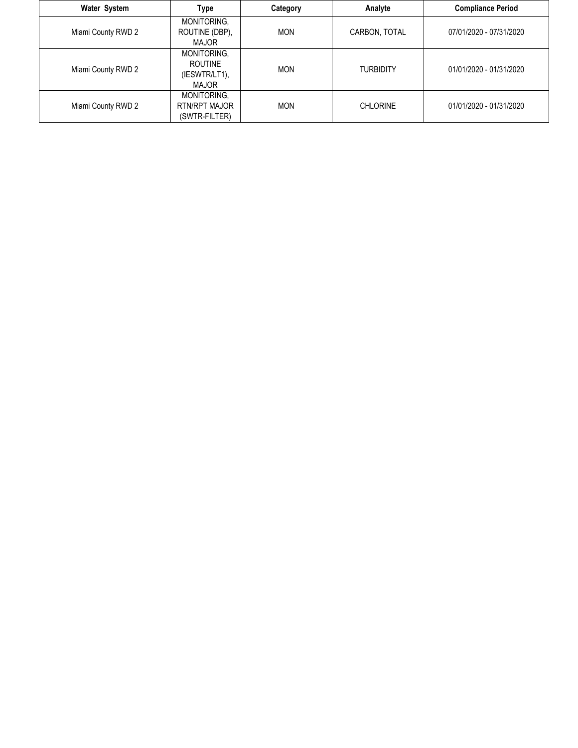| Water System | Type | Category | Analyte | Compliance Period |
| --- | --- | --- | --- | --- |
| Miami County RWD 2 | MONITORING, ROUTINE (DBP), MAJOR | MON | CARBON, TOTAL | 07/01/2020 - 07/31/2020 |
| Miami County RWD 2 | MONITORING, ROUTINE (IESWTR/LT1), MAJOR | MON | TURBIDITY | 01/01/2020 - 01/31/2020 |
| Miami County RWD 2 | MONITORING, RTN/RPT MAJOR (SWTR-FILTER) | MON | CHLORINE | 01/01/2020 - 01/31/2020 |